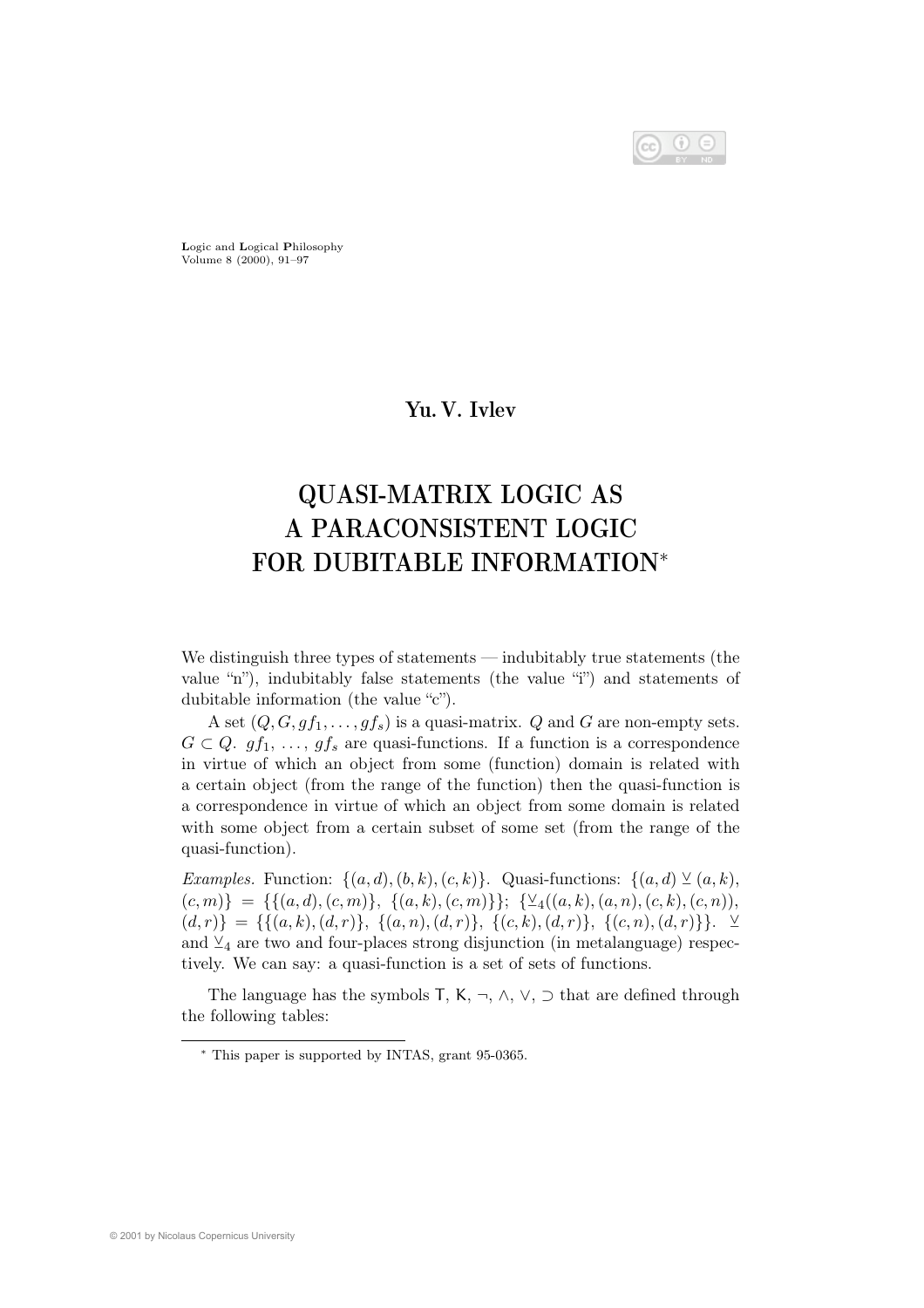**Yu. V. Ivlev**

# QUASI-MATRIX LOGIC AS A PARACONSISTENT LOGIC FOR DUBITABLE INFORMATION*

We distinguish three types of statements — indubitably true statements (the value "n"), indubitably false statements (the value "i") and statements of dubitable information (the value "c").

A set $(Q, G, gf_1, \ldots, gf_s)$ is a quasi-matrix. $Q$ and $G$ are non-empty sets. $G \subset Q$. $gf_1, \ldots, gf_s$ are quasi-functions. If a function is a correspondence in virtue of which an object from some (function) domain is related with a certain object (from the range of the function) then the quasi-function is a correspondence in virtue of which an object from some domain is related with some object from a certain subset of some set (from the range of the quasi-function).

*Examples.* Function: $\{(a, d), (b, k), (c, k)\}$. Quasi-functions: $\{(a, d) \veebar (a, k), (c, m)\} = \{\{(a, d), (c, m)\}, \{(a, k), (c, m)\}\}$; $\{\veebar_4((a, k), (a, n), (c, k), (c, n)), (d, r)\} = \{\{(a, k), (d, r)\}, \{(a, n), (d, r)\}, \{(c, k), (d, r)\}, \{(c, n), (d, r)\}\}$. $\veebar$ and $\veebar_4$ are two and four-places strong disjunction (in metalanguage) respectively. We can say: a quasi-function is a set of sets of functions.

The language has the symbols $\mathsf{T}$, $\mathsf{K}$, $\neg$, $\wedge$, $\vee$, $\supset$ that are defined through the following tables:

* This paper is supported by INTAS, grant 95-0365.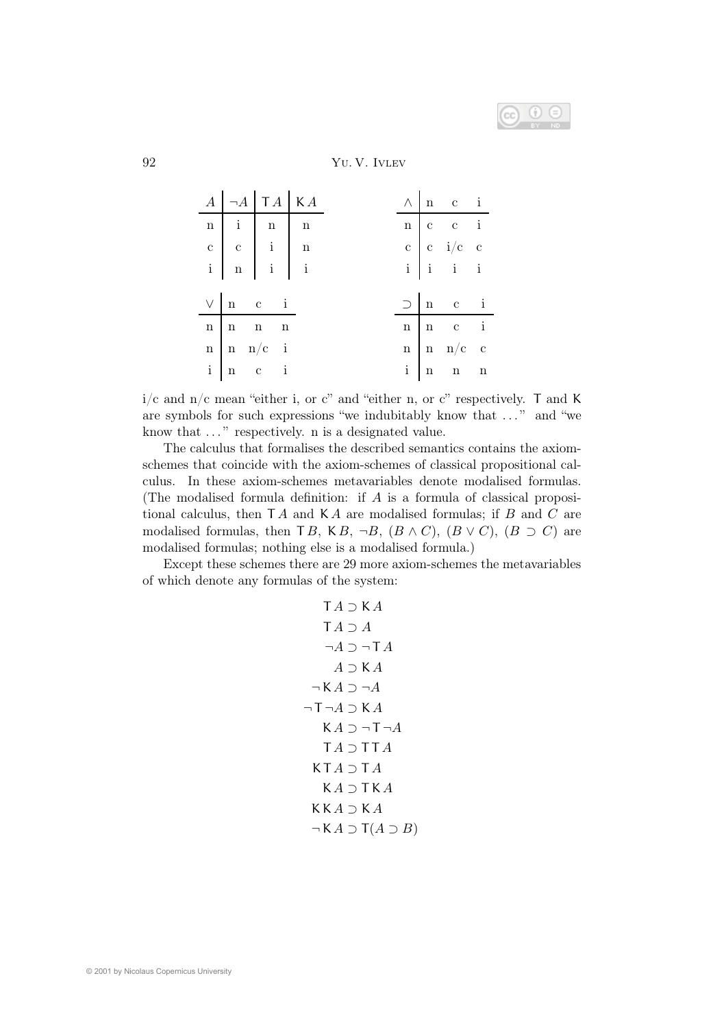| $A$ | $\neg A$ | $\mathsf{T}\,A$ | $\mathsf{K}\,A$ |
|---|---|---|---|
| n | i | n | n |
| c | c | i | n |
| i | n | i | i |

| $\wedge$ | n | c | i |
|---|---|---|---|
| n | c | c | i |
| c | c | i/c | c |
| i | i | i | i |

| $\vee$ | n | c | i |
|---|---|---|---|
| n | n | n | n |
| n | n | n/c | i |
| i | n | c | i |

| $\supset$ | n | c | i |
|---|---|---|---|
| n | n | c | i |
| n | n | n/c | c |
| i | n | n | n |

i/c and n/c mean "either i, or c" and "either n, or c" respectively. $\mathsf{T}$ and $\mathsf{K}$ are symbols for such expressions "we indubitably know that ..." and "we know that ..." respectively. n is a designated value.

The calculus that formalises the described semantics contains the axiom-schemes that coincide with the axiom-schemes of classical propositional calculus. In these axiom-schemes metavariables denote modalised formulas. (The modalised formula definition: if $A$ is a formula of classical propositional calculus, then $\mathsf{T}\,A$ and $\mathsf{K}\,A$ are modalised formulas; if $B$ and $C$ are modalised formulas, then $\mathsf{T}\,B$, $\mathsf{K}\,B$, $\neg B$, $(B \wedge C)$, $(B \vee C)$, $(B \supset C)$ are modalised formulas; nothing else is a modalised formula.)

Except these schemes there are 29 more axiom-schemes the metavariables of which denote any formulas of the system:

$$\mathsf{T}\,A \supset \mathsf{K}\,A$$

$$\mathsf{T}\,A \supset A$$

$$\neg A \supset \neg\,\mathsf{T}\,A$$

$$A \supset \mathsf{K}\,A$$

$$\neg\,\mathsf{K}\,A \supset \neg A$$

$$\neg\,\mathsf{T}\neg A \supset \mathsf{K}\,A$$

$$\mathsf{K}\,A \supset \neg\,\mathsf{T}\neg A$$

$$\mathsf{T}\,A \supset \mathsf{T}\,\mathsf{T}\,A$$

$$\mathsf{K}\,\mathsf{T}\,A \supset \mathsf{T}\,A$$

$$\mathsf{K}\,A \supset \mathsf{T}\,\mathsf{K}\,A$$

$$\mathsf{K}\,\mathsf{K}\,A \supset \mathsf{K}\,A$$

$$\neg\,\mathsf{K}\,A \supset \mathsf{T}(A \supset B)$$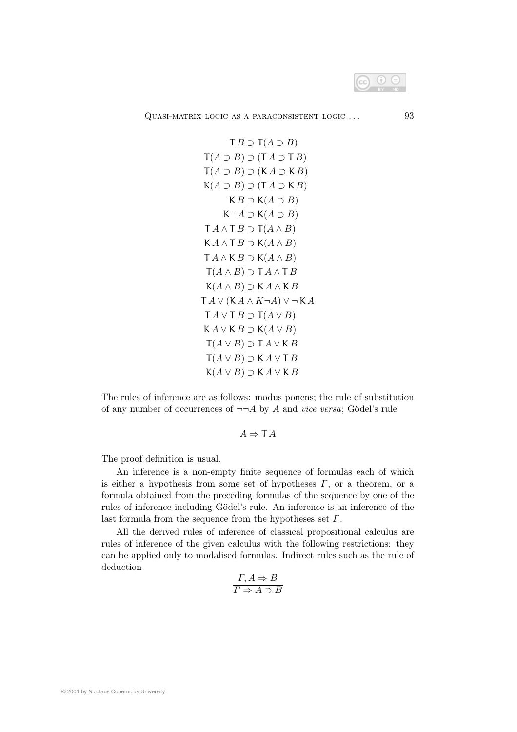$$\mathsf{T}\,B \supset \mathsf{T}(A \supset B)$$
$$\mathsf{T}(A \supset B) \supset (\mathsf{T}\,A \supset \mathsf{T}\,B)$$
$$\mathsf{T}(A \supset B) \supset (\mathsf{K}\,A \supset \mathsf{K}\,B)$$
$$\mathsf{K}(A \supset B) \supset (\mathsf{T}\,A \supset \mathsf{K}\,B)$$
$$\mathsf{K}\,B \supset \mathsf{K}(A \supset B)$$
$$\mathsf{K}\,\neg A \supset \mathsf{K}(A \supset B)$$
$$\mathsf{T}\,A \wedge \mathsf{T}\,B \supset \mathsf{T}(A \wedge B)$$
$$\mathsf{K}\,A \wedge \mathsf{T}\,B \supset \mathsf{K}(A \wedge B)$$
$$\mathsf{T}\,A \wedge \mathsf{K}\,B \supset \mathsf{K}(A \wedge B)$$
$$\mathsf{T}(A \wedge B) \supset \mathsf{T}\,A \wedge \mathsf{T}\,B$$
$$\mathsf{K}(A \wedge B) \supset \mathsf{K}\,A \wedge \mathsf{K}\,B$$
$$\mathsf{T}\,A \vee (\mathsf{K}\,A \wedge K\neg A) \vee \neg\,\mathsf{K}\,A$$
$$\mathsf{T}\,A \vee \mathsf{T}\,B \supset \mathsf{T}(A \vee B)$$
$$\mathsf{K}\,A \vee \mathsf{K}\,B \supset \mathsf{K}(A \vee B)$$
$$\mathsf{T}(A \vee B) \supset \mathsf{T}\,A \vee \mathsf{K}\,B$$
$$\mathsf{T}(A \vee B) \supset \mathsf{K}\,A \vee \mathsf{T}\,B$$
$$\mathsf{K}(A \vee B) \supset \mathsf{K}\,A \vee \mathsf{K}\,B$$

The rules of inference are as follows: modus ponens; the rule of substitution of any number of occurrences of $\neg\neg A$ by $A$ and *vice versa*; Gödel's rule

$$A \Rightarrow \mathsf{T}\,A$$

The proof definition is usual.

An inference is a non-empty finite sequence of formulas each of which is either a hypothesis from some set of hypotheses $\Gamma$, or a theorem, or a formula obtained from the preceding formulas of the sequence by one of the rules of inference including Gödel's rule. An inference is an inference of the last formula from the sequence from the hypotheses set $\Gamma$.

All the derived rules of inference of classical propositional calculus are rules of inference of the given calculus with the following restrictions: they can be applied only to modalised formulas. Indirect rules such as the rule of deduction

$$\frac{\Gamma, A \Rightarrow B}{\Gamma \Rightarrow A \supset B}$$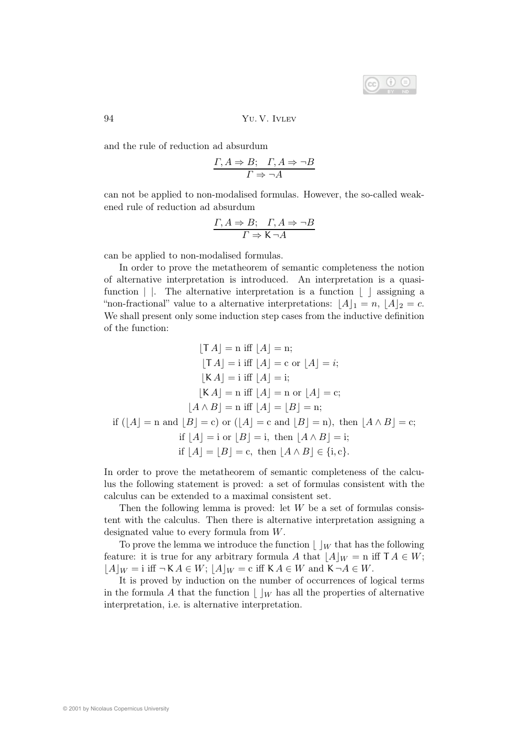and the rule of reduction ad absurdum

$$\frac{\Gamma, A \Rightarrow B; \quad \Gamma, A \Rightarrow \neg B}{\Gamma \Rightarrow \neg A}$$

can not be applied to non-modalised formulas. However, the so-called weakened rule of reduction ad absurdum

$$\frac{\Gamma, A \Rightarrow B; \quad \Gamma, A \Rightarrow \neg B}{\Gamma \Rightarrow \mathsf{K}\neg A}$$

can be applied to non-modalised formulas.

In order to prove the metatheorem of semantic completeness the notion of alternative interpretation is introduced. An interpretation is a quasi-function $|\ |$. The alternative interpretation is a function $\lfloor\ \rfloor$ assigning a "non-fractional" value to a alternative interpretations: $\lfloor A \rfloor_1 = n$, $\lfloor A \rfloor_2 = c$. We shall present only some induction step cases from the inductive definition of the function:

$$\lfloor \mathsf{T}\, A \rfloor = \mathrm{n} \text{ iff } \lfloor A \rfloor = \mathrm{n};$$

$$\lfloor \mathsf{T}\, A \rfloor = \mathrm{i} \text{ iff } \lfloor A \rfloor = \mathrm{c} \text{ or } \lfloor A \rfloor = i;$$

$$\lfloor \mathsf{K}\, A \rfloor = \mathrm{i} \text{ iff } \lfloor A \rfloor = \mathrm{i};$$

$$\lfloor \mathsf{K}\, A \rfloor = \mathrm{n} \text{ iff } \lfloor A \rfloor = \mathrm{n} \text{ or } \lfloor A \rfloor = \mathrm{c};$$

$$\lfloor A \wedge B \rfloor = \mathrm{n} \text{ iff } \lfloor A \rfloor = \lfloor B \rfloor = \mathrm{n};$$

$$\text{if } (\lfloor A \rfloor = \mathrm{n} \text{ and } \lfloor B \rfloor = \mathrm{c}) \text{ or } (\lfloor A \rfloor = \mathrm{c} \text{ and } \lfloor B \rfloor = \mathrm{n}), \text{ then } \lfloor A \wedge B \rfloor = \mathrm{c};$$

$$\text{if } \lfloor A \rfloor = \mathrm{i} \text{ or } \lfloor B \rfloor = \mathrm{i}, \text{ then } \lfloor A \wedge B \rfloor = \mathrm{i};$$

$$\text{if } \lfloor A \rfloor = \lfloor B \rfloor = \mathrm{c}, \text{ then } \lfloor A \wedge B \rfloor \in \{\mathrm{i}, \mathrm{c}\}.$$

In order to prove the metatheorem of semantic completeness of the calculus the following statement is proved: a set of formulas consistent with the calculus can be extended to a maximal consistent set.

Then the following lemma is proved: let $W$ be a set of formulas consistent with the calculus. Then there is alternative interpretation assigning a designated value to every formula from $W$.

To prove the lemma we introduce the function $\lfloor\ \rfloor_W$ that has the following feature: it is true for any arbitrary formula $A$ that $\lfloor A \rfloor_W = \mathrm{n}$ iff $\mathsf{T}\, A \in W$; $\lfloor A \rfloor_W = \mathrm{i}$ iff $\neg\, \mathsf{K}\, A \in W$; $\lfloor A \rfloor_W = \mathrm{c}$ iff $\mathsf{K}\, A \in W$ and $\mathsf{K}\neg A \in W$.

It is proved by induction on the number of occurrences of logical terms in the formula $A$ that the function $\lfloor\ \rfloor_W$ has all the properties of alternative interpretation, i.e. is alternative interpretation.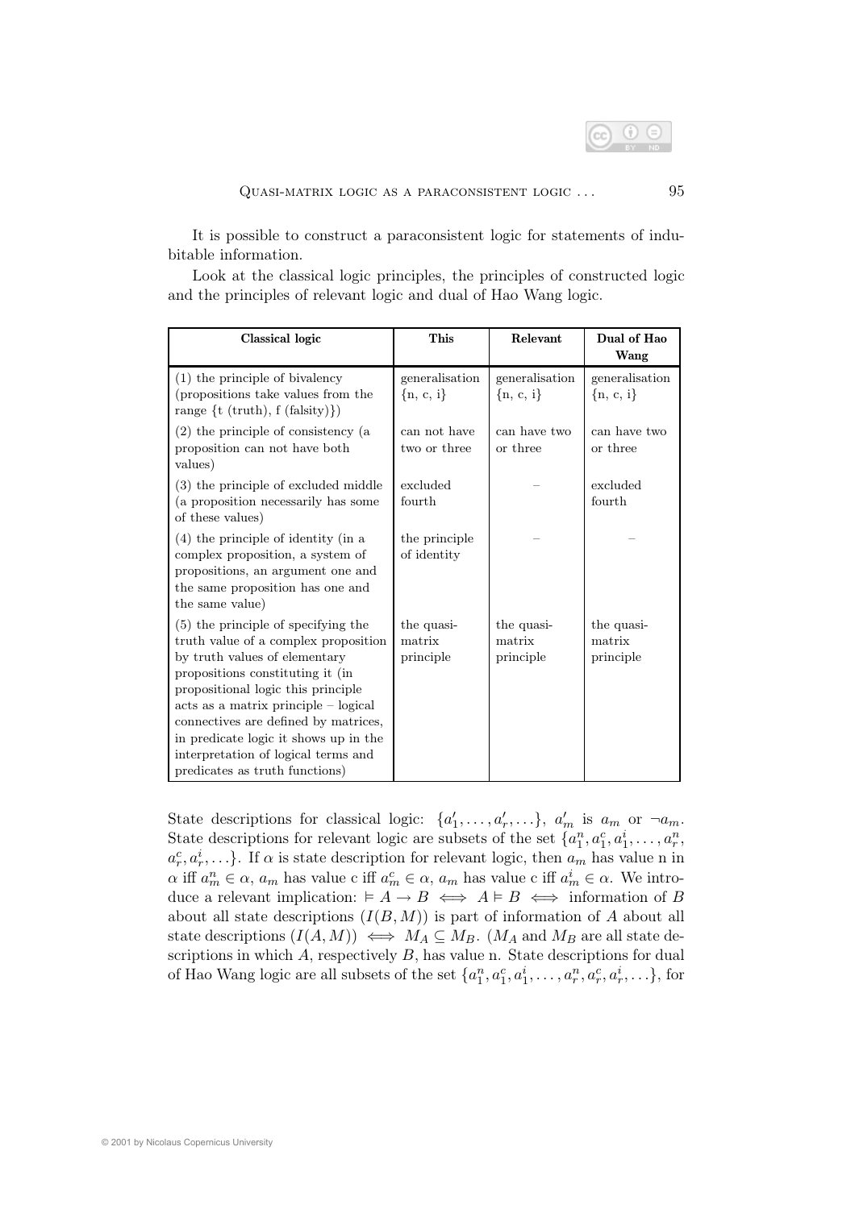It is possible to construct a paraconsistent logic for statements of indubitable information.

Look at the classical logic principles, the principles of constructed logic and the principles of relevant logic and dual of Hao Wang logic.

| **Classical logic** | **This** | **Relevant** | **Dual of Hao Wang** |
|---|---|---|---|
| (1) the principle of bivalency (propositions take values from the range {t (truth), f (falsity)}) | generalisation {n, c, i} | generalisation {n, c, i} | generalisation {n, c, i} |
| (2) the principle of consistency (a proposition can not have both values) | can not have two or three | can have two or three | can have two or three |
| (3) the principle of excluded middle (a proposition necessarily has some of these values) | excluded fourth | – | excluded fourth |
| (4) the principle of identity (in a complex proposition, a system of propositions, an argument one and the same proposition has one and the same value) | the principle of identity | – | – |
| (5) the principle of specifying the truth value of a complex proposition by truth values of elementary propositions constituting it (in propositional logic this principle acts as a matrix principle – logical connectives are defined by matrices, in predicate logic it shows up in the interpretation of logical terms and predicates as truth functions) | the quasi-matrix principle | the quasi-matrix principle | the quasi-matrix principle |

State descriptions for classical logic: $\{a'_1, \ldots, a'_r, \ldots\}$, $a'_m$ is $a_m$ or $\neg a_m$. State descriptions for relevant logic are subsets of the set $\{a^n_1, a^c_1, a^i_1, \ldots, a^n_r, a^c_r, a^i_r, \ldots\}$. If $\alpha$ is state description for relevant logic, then $a_m$ has value n in $\alpha$ iff $a^n_m \in \alpha$, $a_m$ has value c iff $a^c_m \in \alpha$, $a_m$ has value c iff $a^i_m \in \alpha$. We introduce a relevant implication: $\vDash A \rightarrow B \iff A \vDash B \iff$ information of $B$ about all state descriptions $(I(B, M))$ is part of information of $A$ about all state descriptions $(I(A, M)) \iff M_A \subseteq M_B$. ($M_A$ and $M_B$ are all state descriptions in which $A$, respectively $B$, has value n. State descriptions for dual of Hao Wang logic are all subsets of the set $\{a^n_1, a^c_1, a^i_1, \ldots, a^n_r, a^c_r, a^i_r, \ldots\}$, for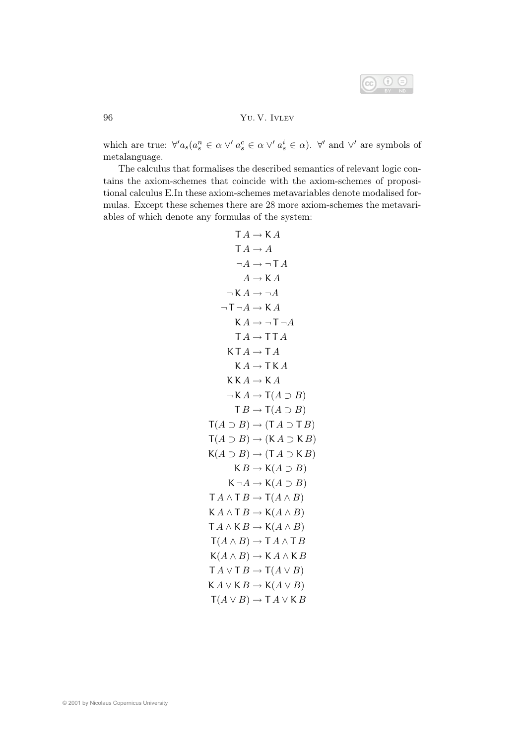which are true: $\forall' a_s (a_s^n \in \alpha \vee' a_s^c \in \alpha \vee' a_s^i \in \alpha)$. $\forall'$ and $\vee'$ are symbols of metalanguage.

The calculus that formalises the described semantics of relevant logic contains the axiom-schemes that coincide with the axiom-schemes of propositional calculus E.In these axiom-schemes metavariables denote modalised formulas. Except these schemes there are 28 more axiom-schemes the metavariables of which denote any formulas of the system:

$$\mathsf{T}\,A \to \mathsf{K}\,A$$
$$\mathsf{T}\,A \to A$$
$$\neg A \to \neg\,\mathsf{T}\,A$$
$$A \to \mathsf{K}\,A$$
$$\neg\,\mathsf{K}\,A \to \neg A$$
$$\neg\,\mathsf{T}\neg A \to \mathsf{K}\,A$$
$$\mathsf{K}\,A \to \neg\,\mathsf{T}\neg A$$
$$\mathsf{T}\,A \to \mathsf{T}\,\mathsf{T}\,A$$
$$\mathsf{K}\,\mathsf{T}\,A \to \mathsf{T}\,A$$
$$\mathsf{K}\,A \to \mathsf{T}\,\mathsf{K}\,A$$
$$\mathsf{K}\,\mathsf{K}\,A \to \mathsf{K}\,A$$
$$\neg\,\mathsf{K}\,A \to \mathsf{T}(A \supset B)$$
$$\mathsf{T}\,B \to \mathsf{T}(A \supset B)$$
$$\mathsf{T}(A \supset B) \to (\mathsf{T}\,A \supset \mathsf{T}\,B)$$
$$\mathsf{T}(A \supset B) \to (\mathsf{K}\,A \supset \mathsf{K}\,B)$$
$$\mathsf{K}(A \supset B) \to (\mathsf{T}\,A \supset \mathsf{K}\,B)$$
$$\mathsf{K}\,B \to \mathsf{K}(A \supset B)$$
$$\mathsf{K}\neg A \to \mathsf{K}(A \supset B)$$
$$\mathsf{T}\,A \wedge \mathsf{T}\,B \to \mathsf{T}(A \wedge B)$$
$$\mathsf{K}\,A \wedge \mathsf{T}\,B \to \mathsf{K}(A \wedge B)$$
$$\mathsf{T}\,A \wedge \mathsf{K}\,B \to \mathsf{K}(A \wedge B)$$
$$\mathsf{T}(A \wedge B) \to \mathsf{T}\,A \wedge \mathsf{T}\,B$$
$$\mathsf{K}(A \wedge B) \to \mathsf{K}\,A \wedge \mathsf{K}\,B$$
$$\mathsf{T}\,A \vee \mathsf{T}\,B \to \mathsf{T}(A \vee B)$$
$$\mathsf{K}\,A \vee \mathsf{K}\,B \to \mathsf{K}(A \vee B)$$
$$\mathsf{T}(A \vee B) \to \mathsf{T}\,A \vee \mathsf{K}\,B$$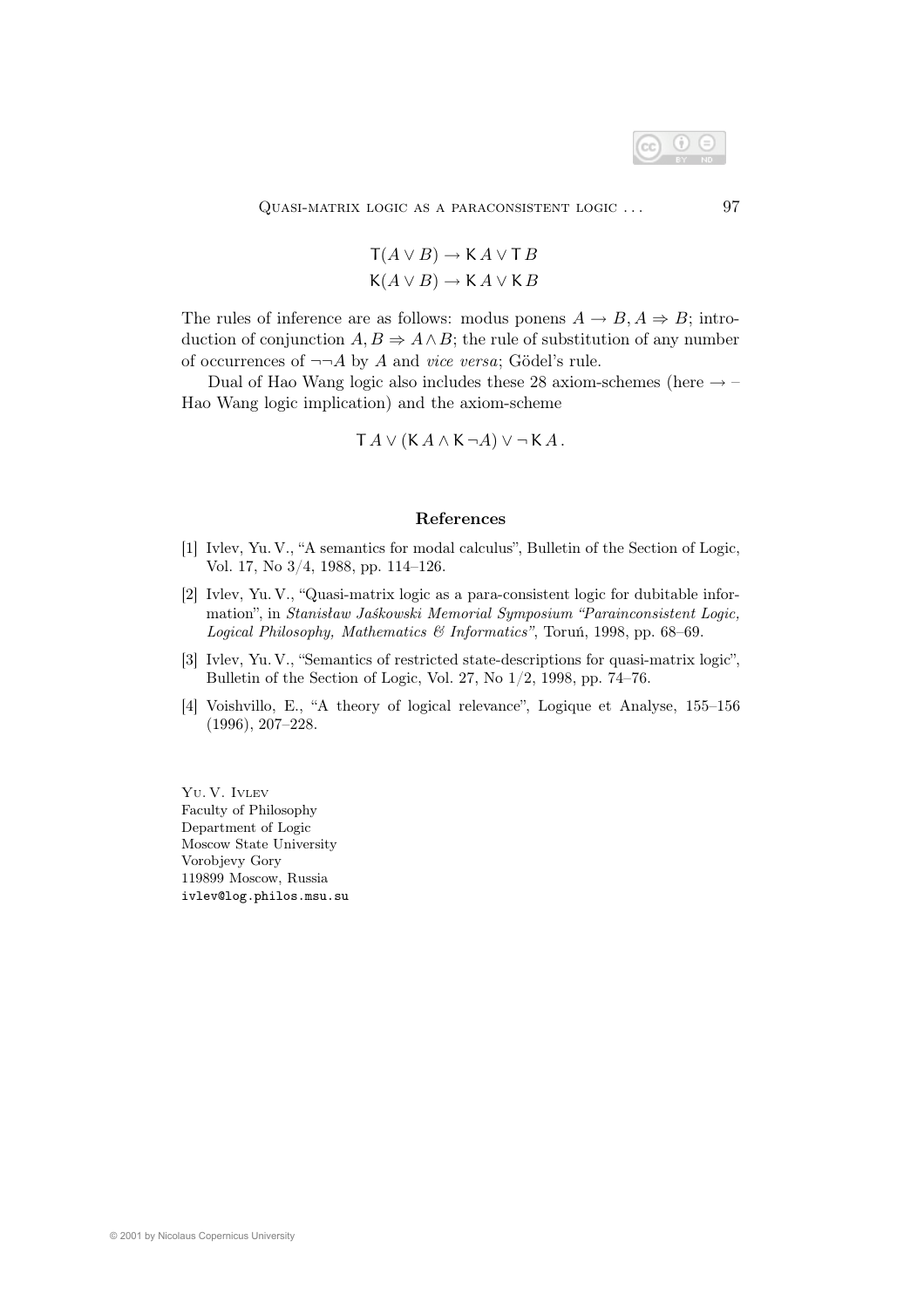$$\mathsf{T}(A \vee B) \rightarrow \mathsf{K}\, A \vee \mathsf{T}\, B$$
$$\mathsf{K}(A \vee B) \rightarrow \mathsf{K}\, A \vee \mathsf{K}\, B$$

The rules of inference are as follows: modus ponens $A \rightarrow B, A \Rightarrow B$; introduction of conjunction $A, B \Rightarrow A \wedge B$; the rule of substitution of any number of occurrences of $\neg\neg A$ by $A$ and *vice versa*; Gödel's rule.

Dual of Hao Wang logic also includes these 28 axiom-schemes (here $\rightarrow$ – Hao Wang logic implication) and the axiom-scheme

$$\mathsf{T}\, A \vee (\mathsf{K}\, A \wedge \mathsf{K}\, \neg A) \vee \neg\, \mathsf{K}\, A\,.$$

## References

[1] Ivlev, Yu. V., "A semantics for modal calculus", Bulletin of the Section of Logic, Vol. 17, No 3/4, 1988, pp. 114–126.

[2] Ivlev, Yu. V., "Quasi-matrix logic as a para-consistent logic for dubitable information", in *Stanisław Jaśkowski Memorial Symposium "Parainconsistent Logic, Logical Philosophy, Mathematics & Informatics"*, Toruń, 1998, pp. 68–69.

[3] Ivlev, Yu. V., "Semantics of restricted state-descriptions for quasi-matrix logic", Bulletin of the Section of Logic, Vol. 27, No 1/2, 1998, pp. 74–76.

[4] Voishvillo, E., "A theory of logical relevance", Logique et Analyse, 155–156 (1996), 207–228.

Yu. V. Ivlev
Faculty of Philosophy
Department of Logic
Moscow State University
Vorobjevy Gory
119899 Moscow, Russia
ivlev@log.philos.msu.su